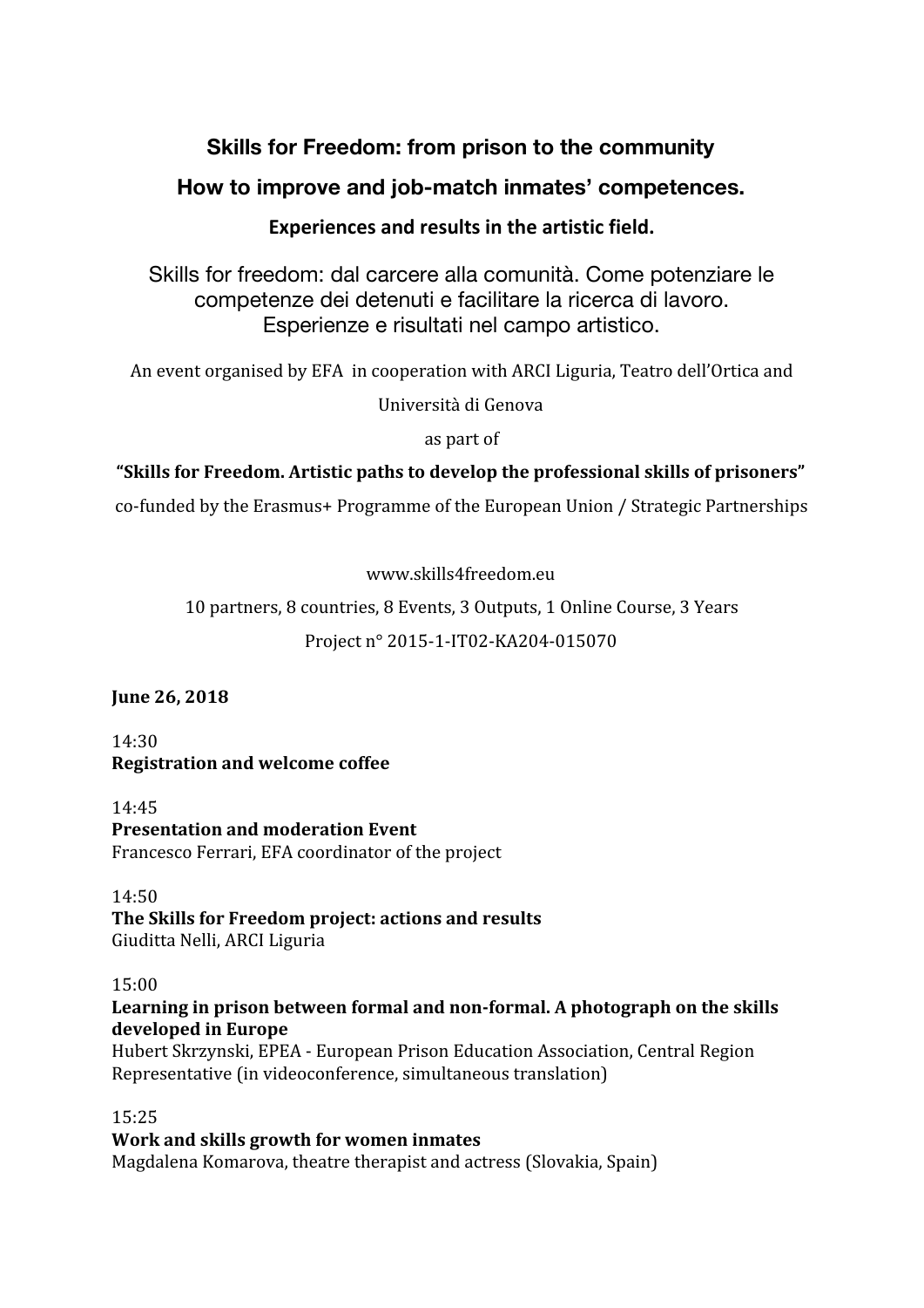# Skills for Freedom: from prison to the community

## How to improve and job-match inmates' competences.

### Experiences and results in the artistic field.

Skills for freedom: dal carcere alla comunità. Come potenziare le competenze dei detenuti e facilitare la ricerca di lavoro. Esperienze e risultati nel campo artistico.

An event organised by EFA in cooperation with ARCI Liguria, Teatro dell'Ortica and Università di Genova

as part of

**"Skills for Freedom. Artistic paths to develop the professional skills of prisoners"**

co-funded by the Erasmus+ Programme of the European Union / Strategic Partnerships

www.skills4freedom.eu

10 partners, 8 countries, 8 Events, 3 Outputs, 1 Online Course, 3 Years

Project n° 2015-1-IT02-KA204-015070

**June 26, 2018**

14:30
**Registration and welcome coffee**

14:45
**Presentation and moderation Event**
Francesco Ferrari, EFA coordinator of the project

14:50
**The Skills for Freedom project: actions and results**
Giuditta Nelli, ARCI Liguria

15:00
**Learning in prison between formal and non-formal. A photograph on the skills developed in Europe**
Hubert Skrzynski, EPEA - European Prison Education Association, Central Region Representative (in videoconference, simultaneous translation)

15:25
**Work and skills growth for women inmates**
Magdalena Komarova, theatre therapist and actress (Slovakia, Spain)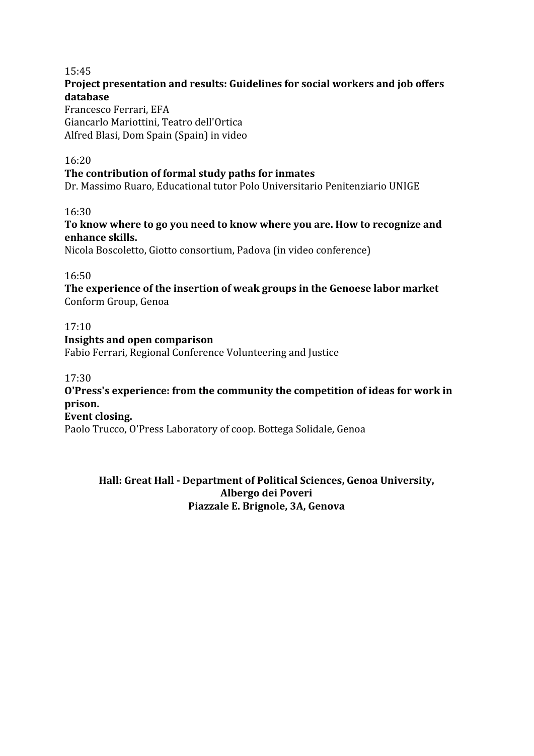15:45

**Project presentation and results: Guidelines for social workers and job offers database**

Francesco Ferrari, EFA
Giancarlo Mariottini, Teatro dell'Ortica
Alfred Blasi, Dom Spain (Spain) in video

16:20

**The contribution of formal study paths for inmates**

Dr. Massimo Ruaro, Educational tutor Polo Universitario Penitenziario UNIGE

16:30

**To know where to go you need to know where you are. How to recognize and enhance skills.**

Nicola Boscoletto, Giotto consortium, Padova (in video conference)

16:50

**The experience of the insertion of weak groups in the Genoese labor market**

Conform Group, Genoa

17:10

**Insights and open comparison**

Fabio Ferrari, Regional Conference Volunteering and Justice

17:30

**O'Press's experience: from the community the competition of ideas for work in prison.**

**Event closing.**

Paolo Trucco, O'Press Laboratory of coop. Bottega Solidale, Genoa

**Hall: Great Hall - Department of Political Sciences, Genoa University, Albergo dei Poveri**
**Piazzale E. Brignole, 3A, Genova**